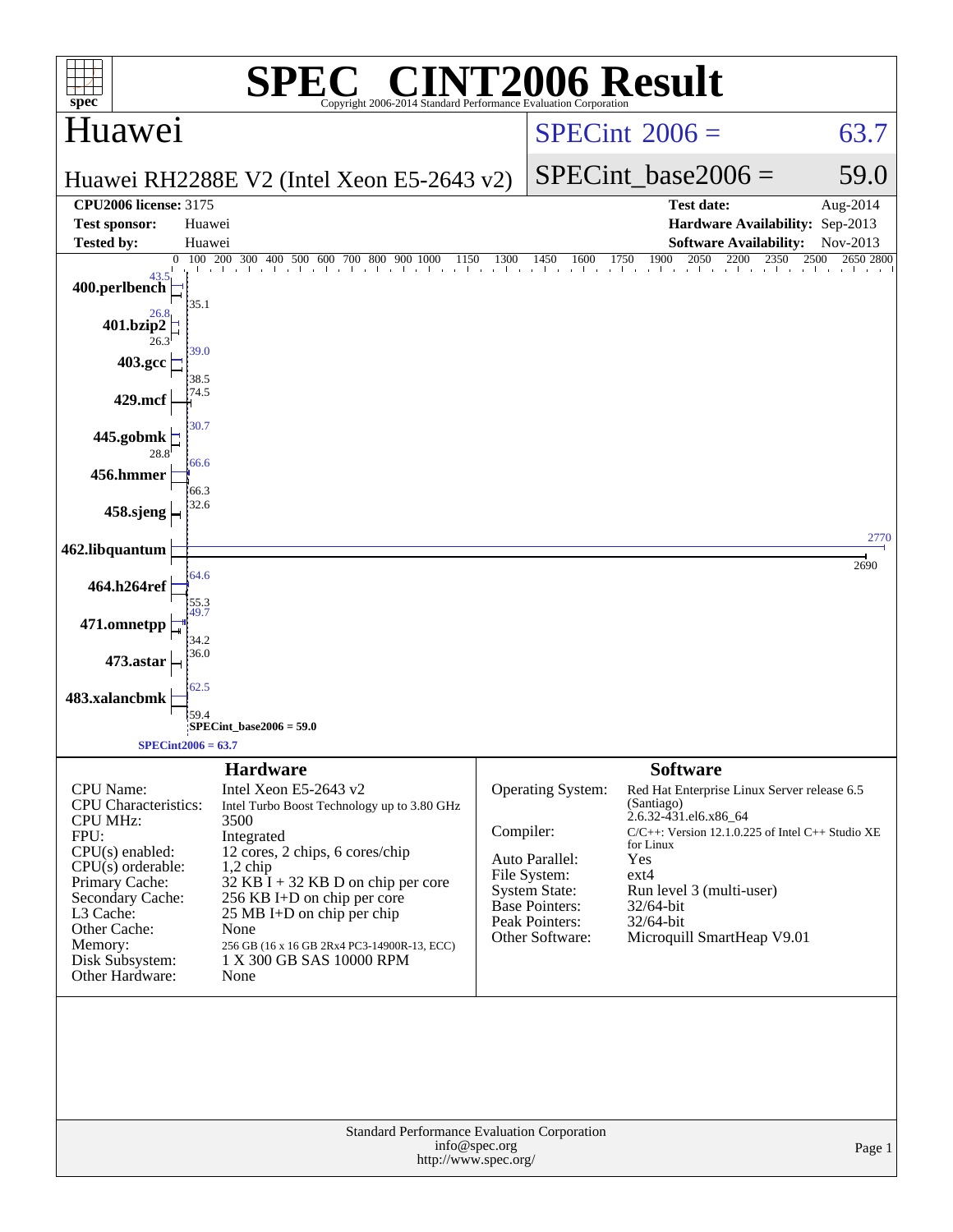# SPEC® CINT2006 Result

Copyright 2006-2014 Standard Performance Evaluation Corporation

## Huawei

**Huawei RH2288E V2 (Intel Xeon E5-2643 v2)**

SPECint 2006 = 63.7

SPECint_base2006 = 59.0

| | | | |
|---|---|---|---|
| **CPU2006 license:** 3175 | | **Test date:** | Aug-2014 |
| **Test sponsor:** | Huawei | **Hardware Availability:** | Sep-2013 |
| **Tested by:** | Huawei | **Software Availability:** | Nov-2013 |

| Benchmark | Peak | Base |
|---|---|---|
| 400.perlbench | 43.5 | 35.1 |
| 401.bzip2 | 26.8 | 26.3 |
| 403.gcc | 39.0 | 38.5 |
| 429.mcf | 74.5 | |
| 445.gobmk | 30.7 | 28.8 |
| 456.hmmer | 66.6 | 66.3 |
| 458.sjeng | 32.6 | |
| 462.libquantum | 2770 | 2690 |
| 464.h264ref | 64.6 | 55.3 |
| 471.omnetpp | 49.7 | 34.2 |
| 473.astar | 36.0 | |
| 483.xalancbmk | 62.5 | 59.4 |

SPECint_base2006 = 59.0

SPECint2006 = 63.7

### Hardware

| | |
|---|---|
| CPU Name: | Intel Xeon E5-2643 v2 |
| CPU Characteristics: | Intel Turbo Boost Technology up to 3.80 GHz |
| CPU MHz: | 3500 |
| FPU: | Integrated |
| CPU(s) enabled: | 12 cores, 2 chips, 6 cores/chip |
| CPU(s) orderable: | 1,2 chip |
| Primary Cache: | 32 KB I + 32 KB D on chip per core |
| Secondary Cache: | 256 KB I+D on chip per core |
| L3 Cache: | 25 MB I+D on chip per chip |
| Other Cache: | None |
| Memory: | 256 GB (16 x 16 GB 2Rx4 PC3-14900R-13, ECC) |
| Disk Subsystem: | 1 X 300 GB SAS 10000 RPM |
| Other Hardware: | None |

### Software

| | |
|---|---|
| Operating System: | Red Hat Enterprise Linux Server release 6.5 (Santiago) 2.6.32-431.el6.x86_64 |
| Compiler: | C/C++: Version 12.1.0.225 of Intel C++ Studio XE for Linux |
| Auto Parallel: | Yes |
| File System: | ext4 |
| System State: | Run level 3 (multi-user) |
| Base Pointers: | 32/64-bit |
| Peak Pointers: | 32/64-bit |
| Other Software: | Microquill SmartHeap V9.01 |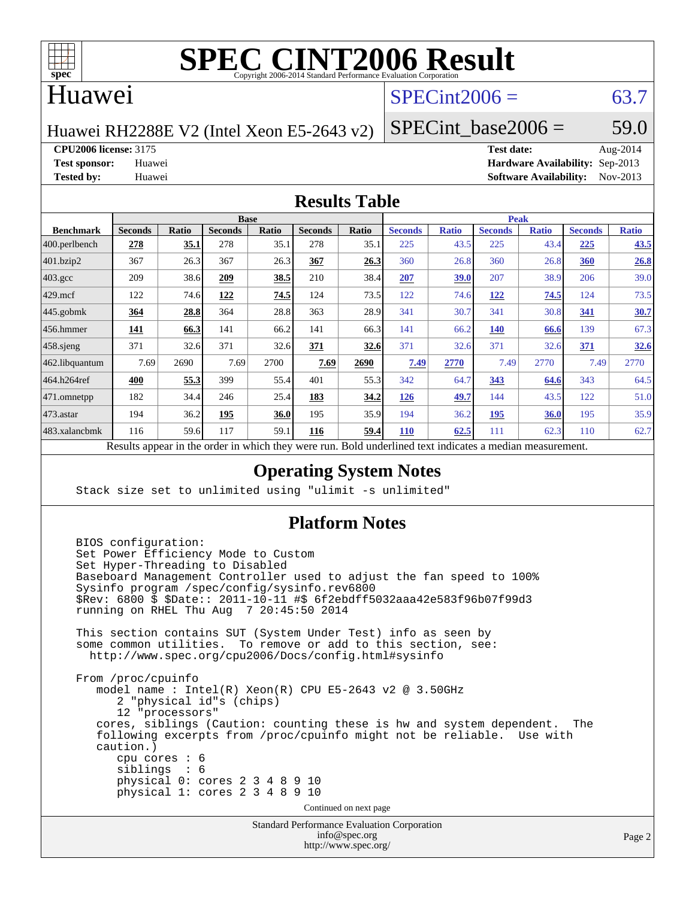# SPEC CINT2006 Result

Copyright 2006-2014 Standard Performance Evaluation Corporation

## Huawei

Huawei RH2288E V2 (Intel Xeon E5-2643 v2)

SPECint2006 = 63.7

SPECint_base2006 = 59.0

**CPU2006 license:** 3175
**Test sponsor:** Huawei
**Tested by:** Huawei

**Test date:** Aug-2014
**Hardware Availability:** Sep-2013
**Software Availability:** Nov-2013

## Results Table

| Benchmark | Base | | | | | | Peak | | | | | |
|---|---|---|---|---|---|---|---|---|---|---|---|---|
| | Seconds | Ratio | Seconds | Ratio | Seconds | Ratio | Seconds | Ratio | Seconds | Ratio | Seconds | Ratio |
| 400.perlbench | **278** | **35.1** | 278 | 35.1 | 278 | 35.1 | 225 | 43.5 | 225 | 43.4 | **225** | **43.5** |
| 401.bzip2 | 367 | 26.3 | 367 | 26.3 | **367** | **26.3** | 360 | 26.8 | 360 | 26.8 | **360** | **26.8** |
| 403.gcc | 209 | 38.6 | **209** | **38.5** | 210 | 38.4 | **207** | **39.0** | 207 | 38.9 | 206 | 39.0 |
| 429.mcf | 122 | 74.6 | **122** | **74.5** | 124 | 73.5 | 122 | 74.6 | **122** | **74.5** | 124 | 73.5 |
| 445.gobmk | **364** | **28.8** | 364 | 28.8 | 363 | 28.9 | 341 | 30.7 | 341 | 30.8 | **341** | **30.7** |
| 456.hmmer | **141** | **66.3** | 141 | 66.2 | 141 | 66.3 | 141 | 66.2 | **140** | **66.6** | 139 | 67.3 |
| 458.sjeng | 371 | 32.6 | 371 | 32.6 | **371** | **32.6** | 371 | 32.6 | 371 | 32.6 | **371** | **32.6** |
| 462.libquantum | 7.69 | 2690 | 7.69 | 2700 | **7.69** | **2690** | **7.49** | **2770** | 7.49 | 2770 | 7.49 | 2770 |
| 464.h264ref | **400** | **55.3** | 399 | 55.4 | 401 | 55.3 | 342 | 64.7 | **343** | **64.6** | 343 | 64.5 |
| 471.omnetpp | 182 | 34.4 | 246 | 25.4 | **183** | **34.2** | **126** | **49.7** | 144 | 43.5 | 122 | 51.0 |
| 473.astar | 194 | 36.2 | **195** | **36.0** | 195 | 35.9 | 194 | 36.2 | **195** | **36.0** | 195 | 35.9 |
| 483.xalancbmk | 116 | 59.6 | 117 | 59.1 | **116** | **59.4** | **110** | **62.5** | 111 | 62.3 | 110 | 62.7 |

Results appear in the order in which they were run. Bold underlined text indicates a median measurement.

## Operating System Notes

```
Stack size set to unlimited using "ulimit -s unlimited"
```

## Platform Notes

```
BIOS configuration:
Set Power Efficiency Mode to Custom
Set Hyper-Threading to Disabled
Baseboard Management Controller used to adjust the fan speed to 100%
Sysinfo program /spec/config/sysinfo.rev6800
$Rev: 6800 $ $Date:: 2011-10-11 #$ 6f2ebdff5032aaa42e583f96b07f99d3
running on RHEL Thu Aug  7 20:45:50 2014

This section contains SUT (System Under Test) info as seen by
some common utilities.  To remove or add to this section, see:
  http://www.spec.org/cpu2006/Docs/config.html#sysinfo

From /proc/cpuinfo
   model name : Intel(R) Xeon(R) CPU E5-2643 v2 @ 3.50GHz
      2 "physical id"s (chips)
      12 "processors"
   cores, siblings (Caution: counting these is hw and system dependent.  The
   following excerpts from /proc/cpuinfo might not be reliable.  Use with
   caution.)
      cpu cores : 6
      siblings  : 6
      physical 0: cores 2 3 4 8 9 10
      physical 1: cores 2 3 4 8 9 10
```

Continued on next page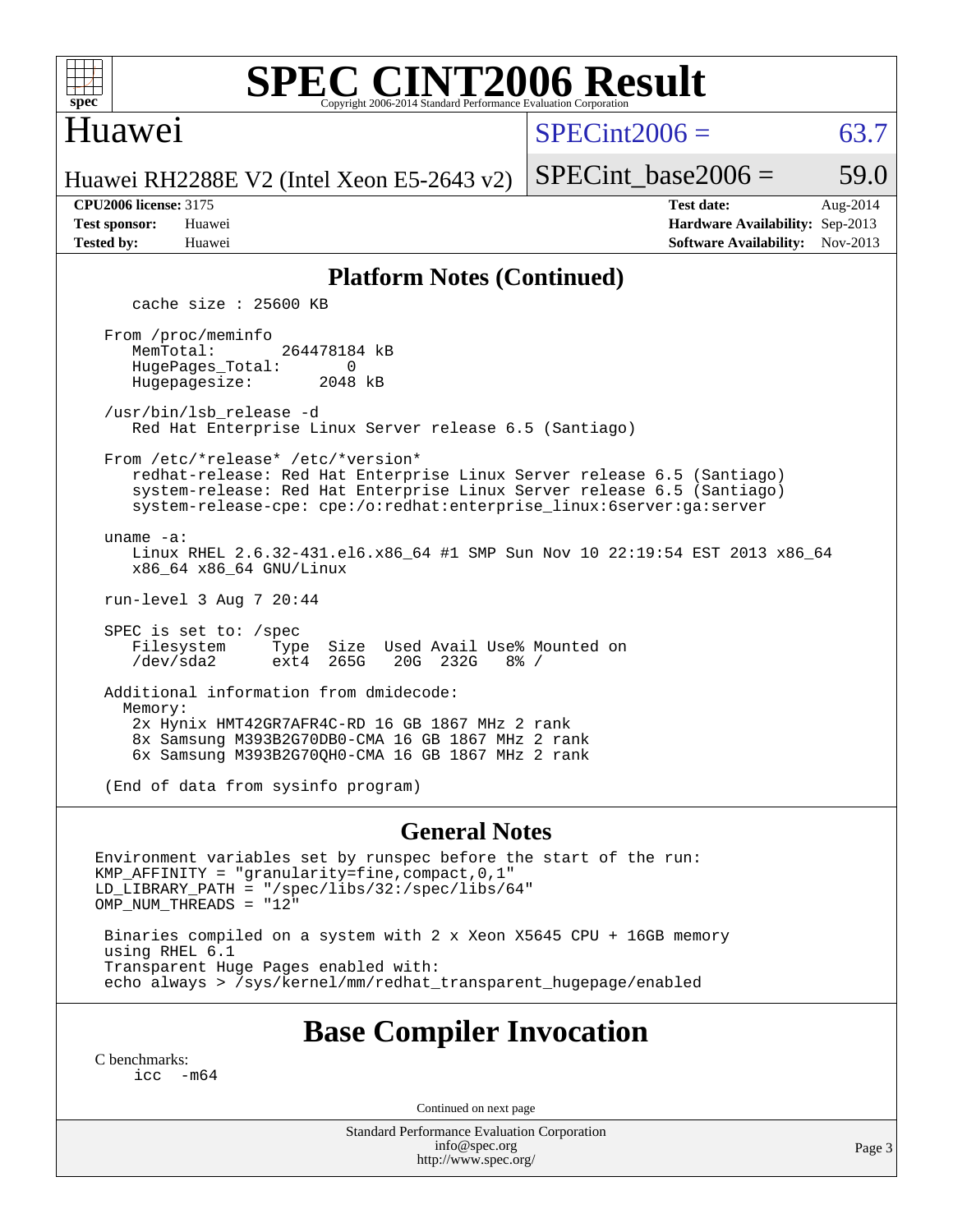# SPEC CINT2006 Result

Copyright 2006-2014 Standard Performance Evaluation Corporation

## Huawei

Huawei RH2288E V2 (Intel Xeon E5-2643 v2)

SPECint2006 = 63.7

SPECint_base2006 = 59.0

**CPU2006 license:** 3175
**Test sponsor:** Huawei
**Tested by:** Huawei

**Test date:** Aug-2014
**Hardware Availability:** Sep-2013
**Software Availability:** Nov-2013

## Platform Notes (Continued)

```
    cache size : 25600 KB

 From /proc/meminfo
    MemTotal:       264478184 kB
    HugePages_Total:       0
    Hugepagesize:       2048 kB

 /usr/bin/lsb_release -d
    Red Hat Enterprise Linux Server release 6.5 (Santiago)

 From /etc/*release* /etc/*version*
    redhat-release: Red Hat Enterprise Linux Server release 6.5 (Santiago)
    system-release: Red Hat Enterprise Linux Server release 6.5 (Santiago)
    system-release-cpe: cpe:/o:redhat:enterprise_linux:6server:ga:server

 uname -a:
    Linux RHEL 2.6.32-431.el6.x86_64 #1 SMP Sun Nov 10 22:19:54 EST 2013 x86_64
    x86_64 x86_64 GNU/Linux

 run-level 3 Aug 7 20:44

 SPEC is set to: /spec
    Filesystem     Type  Size  Used Avail Use% Mounted on
    /dev/sda2      ext4  265G   20G  232G   8% /

 Additional information from dmidecode:
   Memory:
    2x Hynix HMT42GR7AFR4C-RD 16 GB 1867 MHz 2 rank
    8x Samsung M393B2G70DB0-CMA 16 GB 1867 MHz 2 rank
    6x Samsung M393B2G70QH0-CMA 16 GB 1867 MHz 2 rank

 (End of data from sysinfo program)
```

## General Notes

```
Environment variables set by runspec before the start of the run:
KMP_AFFINITY = "granularity=fine,compact,0,1"
LD_LIBRARY_PATH = "/spec/libs/32:/spec/libs/64"
OMP_NUM_THREADS = "12"

 Binaries compiled on a system with 2 x Xeon X5645 CPU + 16GB memory
 using RHEL 6.1
 Transparent Huge Pages enabled with:
 echo always > /sys/kernel/mm/redhat_transparent_hugepage/enabled
```

## Base Compiler Invocation

C benchmarks:
```
icc  -m64
```

Continued on next page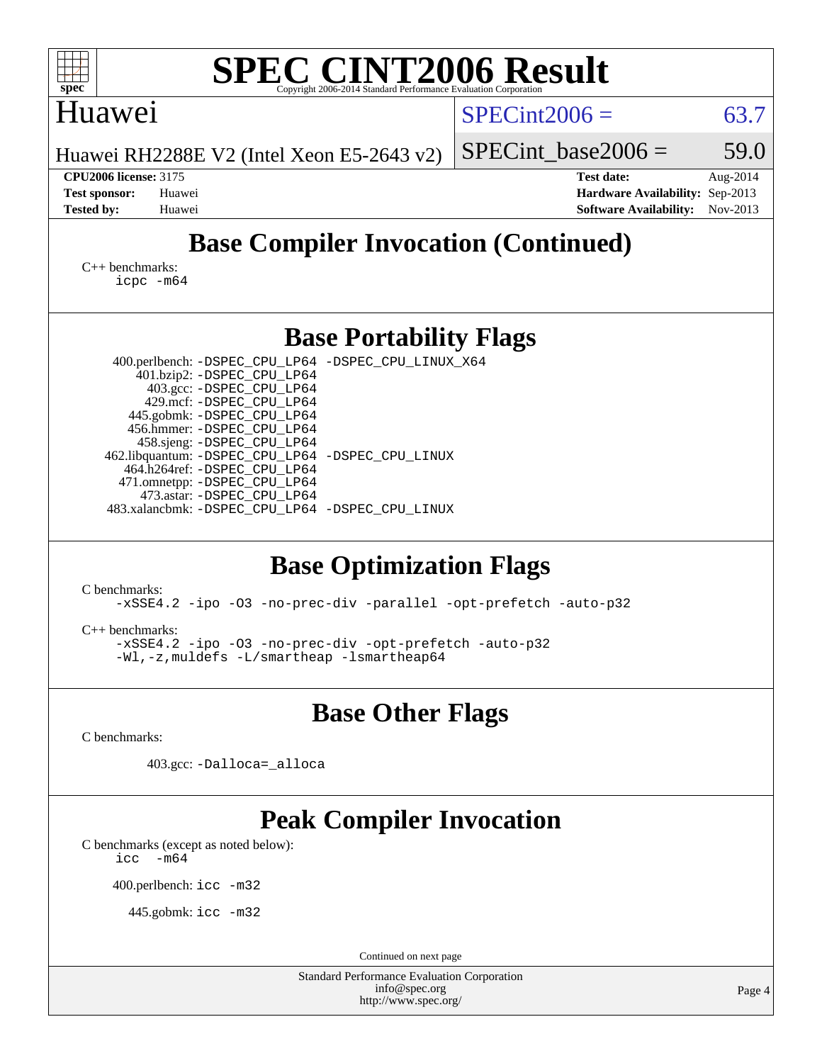# SPEC CINT2006 Result

Copyright 2006-2014 Standard Performance Evaluation Corporation

Huawei

Huawei RH2288E V2 (Intel Xeon E5-2643 v2)

SPECint2006 = 63.7

SPECint_base2006 = 59.0

**CPU2006 license:** 3175
**Test sponsor:** Huawei
**Tested by:** Huawei

**Test date:** Aug-2014
**Hardware Availability:** Sep-2013
**Software Availability:** Nov-2013

## Base Compiler Invocation (Continued)

C++ benchmarks:
```
icpc -m64
```

## Base Portability Flags

| Benchmark | Flags |
|---|---|
| 400.perlbench: | -DSPEC_CPU_LP64 -DSPEC_CPU_LINUX_X64 |
| 401.bzip2: | -DSPEC_CPU_LP64 |
| 403.gcc: | -DSPEC_CPU_LP64 |
| 429.mcf: | -DSPEC_CPU_LP64 |
| 445.gobmk: | -DSPEC_CPU_LP64 |
| 456.hmmer: | -DSPEC_CPU_LP64 |
| 458.sjeng: | -DSPEC_CPU_LP64 |
| 462.libquantum: | -DSPEC_CPU_LP64 -DSPEC_CPU_LINUX |
| 464.h264ref: | -DSPEC_CPU_LP64 |
| 471.omnetpp: | -DSPEC_CPU_LP64 |
| 473.astar: | -DSPEC_CPU_LP64 |
| 483.xalancbmk: | -DSPEC_CPU_LP64 -DSPEC_CPU_LINUX |

## Base Optimization Flags

C benchmarks:
```
-xSSE4.2 -ipo -O3 -no-prec-div -parallel -opt-prefetch -auto-p32
```

C++ benchmarks:
```
-xSSE4.2 -ipo -O3 -no-prec-div -opt-prefetch -auto-p32
-Wl,-z,muldefs -L/smartheap -lsmartheap64
```

## Base Other Flags

C benchmarks:

403.gcc: `-Dalloca=_alloca`

## Peak Compiler Invocation

C benchmarks (except as noted below):
```
icc -m64
```

400.perlbench: `icc -m32`

445.gobmk: `icc -m32`

Continued on next page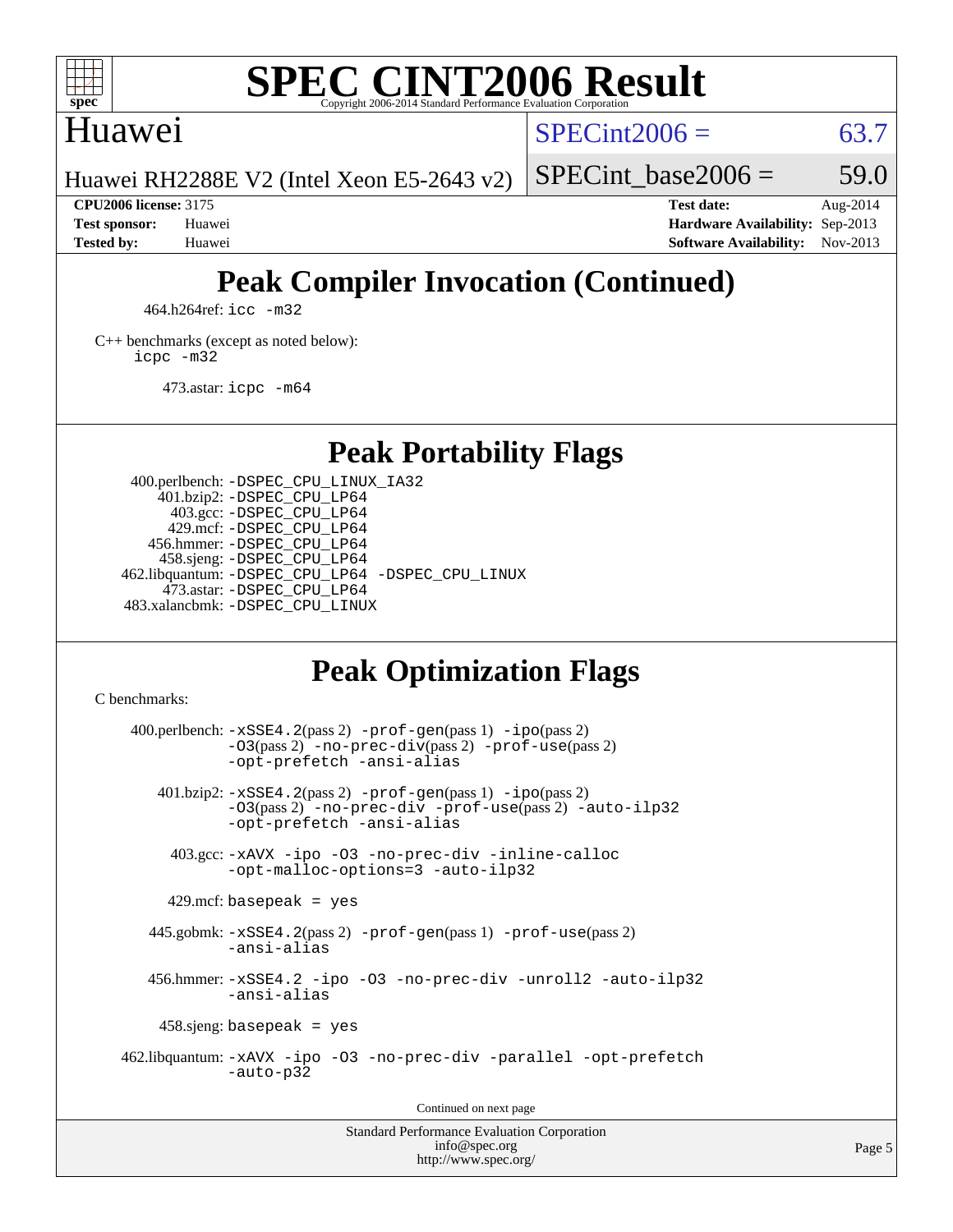# Huawei

Huawei RH2288E V2 (Intel Xeon E5-2643 v2)

SPECint2006 = 63.7

SPECint_base2006 = 59.0

**CPU2006 license:** 3175
**Test sponsor:** Huawei
**Tested by:** Huawei

**Test date:** Aug-2014
**Hardware Availability:** Sep-2013
**Software Availability:** Nov-2013

## Peak Compiler Invocation (Continued)

464.h264ref: icc -m32

C++ benchmarks (except as noted below):
icpc -m32

473.astar: icpc -m64

## Peak Portability Flags

400.perlbench: -DSPEC_CPU_LINUX_IA32
401.bzip2: -DSPEC_CPU_LP64
403.gcc: -DSPEC_CPU_LP64
429.mcf: -DSPEC_CPU_LP64
456.hmmer: -DSPEC_CPU_LP64
458.sjeng: -DSPEC_CPU_LP64
462.libquantum: -DSPEC_CPU_LP64 -DSPEC_CPU_LINUX
473.astar: -DSPEC_CPU_LP64
483.xalancbmk: -DSPEC_CPU_LINUX

## Peak Optimization Flags

C benchmarks:

400.perlbench: -xSSE4.2(pass 2) -prof-gen(pass 1) -ipo(pass 2) -O3(pass 2) -no-prec-div(pass 2) -prof-use(pass 2) -opt-prefetch -ansi-alias

401.bzip2: -xSSE4.2(pass 2) -prof-gen(pass 1) -ipo(pass 2) -O3(pass 2) -no-prec-div -prof-use(pass 2) -auto-ilp32 -opt-prefetch -ansi-alias

403.gcc: -xAVX -ipo -O3 -no-prec-div -inline-calloc -opt-malloc-options=3 -auto-ilp32

429.mcf: basepeak = yes

445.gobmk: -xSSE4.2(pass 2) -prof-gen(pass 1) -prof-use(pass 2) -ansi-alias

456.hmmer: -xSSE4.2 -ipo -O3 -no-prec-div -unroll2 -auto-ilp32 -ansi-alias

458.sjeng: basepeak = yes

462.libquantum: -xAVX -ipo -O3 -no-prec-div -parallel -opt-prefetch -auto-p32

Continued on next page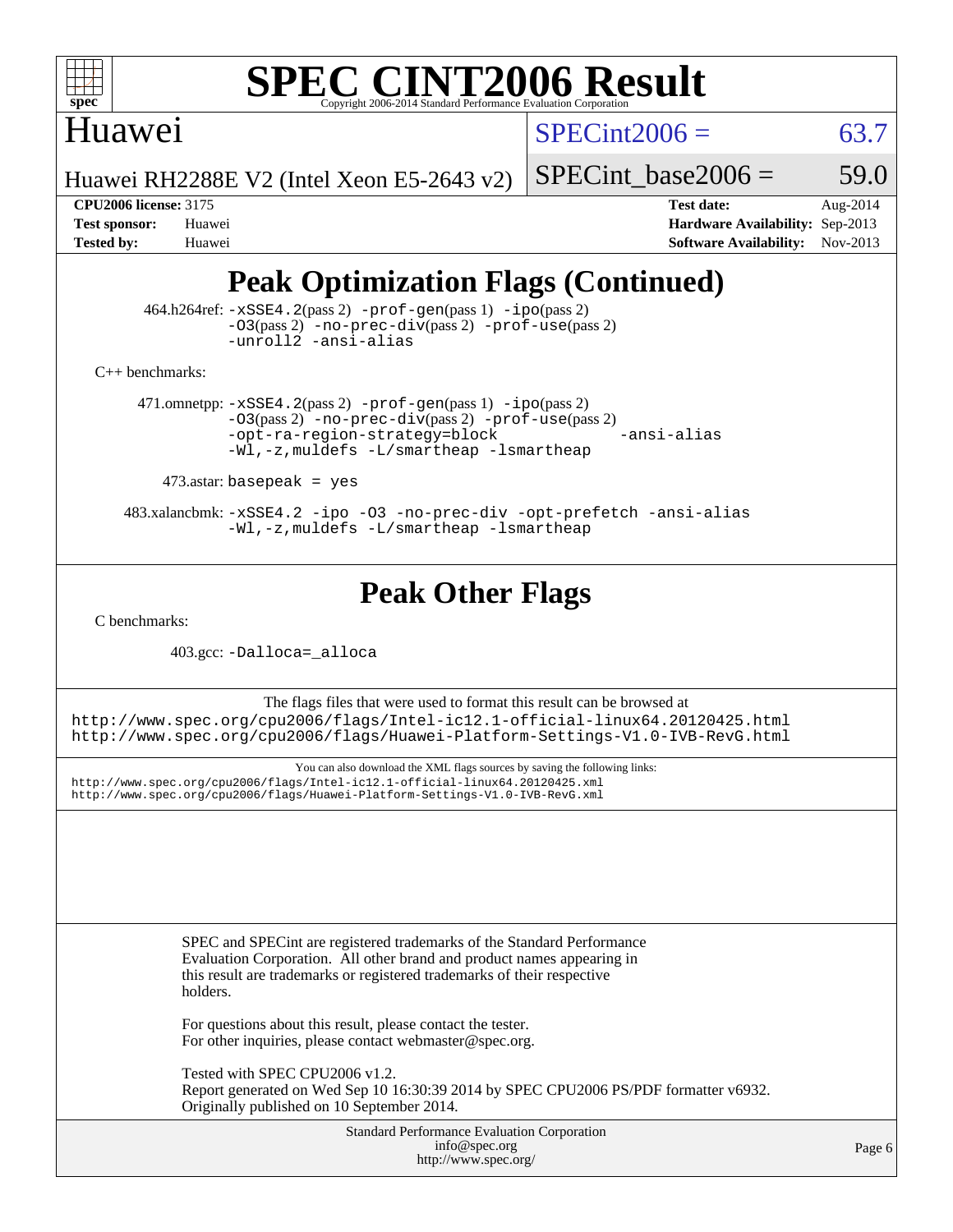# Peak Optimization Flags (Continued)

464.h264ref: -xSSE4.2(pass 2) -prof-gen(pass 1) -ipo(pass 2) -O3(pass 2) -no-prec-div(pass 2) -prof-use(pass 2) -unroll2 -ansi-alias

C++ benchmarks:

471.omnetpp: -xSSE4.2(pass 2) -prof-gen(pass 1) -ipo(pass 2) -O3(pass 2) -no-prec-div(pass 2) -prof-use(pass 2) -opt-ra-region-strategy=block -ansi-alias -Wl,-z,muldefs -L/smartheap -lsmartheap

473.astar: basepeak = yes

483.xalancbmk: -xSSE4.2 -ipo -O3 -no-prec-div -opt-prefetch -ansi-alias -Wl,-z,muldefs -L/smartheap -lsmartheap

# Peak Other Flags

C benchmarks:

403.gcc: -Dalloca=_alloca

The flags files that were used to format this result can be browsed at
http://www.spec.org/cpu2006/flags/Intel-ic12.1-official-linux64.20120425.html
http://www.spec.org/cpu2006/flags/Huawei-Platform-Settings-V1.0-IVB-RevG.html

You can also download the XML flags sources by saving the following links:
http://www.spec.org/cpu2006/flags/Intel-ic12.1-official-linux64.20120425.xml
http://www.spec.org/cpu2006/flags/Huawei-Platform-Settings-V1.0-IVB-RevG.xml

SPEC and SPECint are registered trademarks of the Standard Performance Evaluation Corporation. All other brand and product names appearing in this result are trademarks or registered trademarks of their respective holders.

For questions about this result, please contact the tester.
For other inquiries, please contact webmaster@spec.org.

Tested with SPEC CPU2006 v1.2.
Report generated on Wed Sep 10 16:30:39 2014 by SPEC CPU2006 PS/PDF formatter v6932.
Originally published on 10 September 2014.